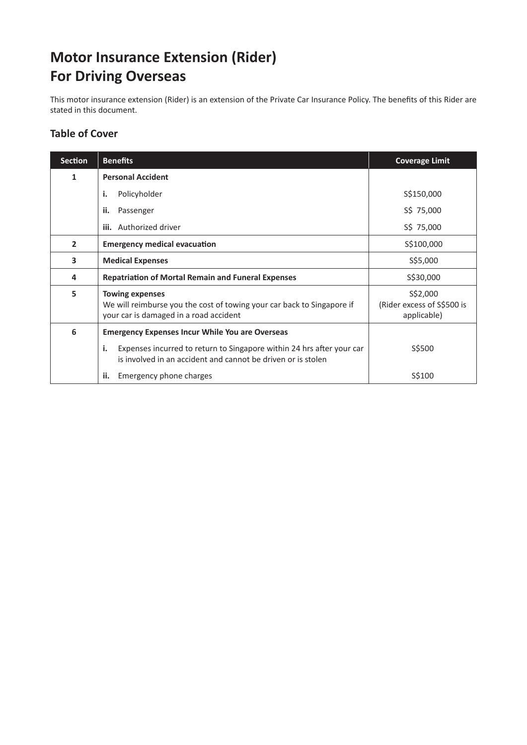# Motor Insurance Extension (Rider) For Driving Overseas

This motor insurance extension (Rider) is an extension of the Private Car Insurance Policy. The benefits of this Rider are stated in this document.

## Table of Cover

| Section | Benefits | Coverage Limit |
|---|---|---|
| 1 | **Personal Accident** | |
| | **i.** Policyholder | S$150,000 |
| | **ii.** Passenger | S$ 75,000 |
| | **iii.** Authorized driver | S$ 75,000 |
| 2 | **Emergency medical evacuation** | S$100,000 |
| 3 | **Medical Expenses** | S$5,000 |
| 4 | **Repatriation of Mortal Remain and Funeral Expenses** | S$30,000 |
| 5 | **Towing expenses**<br>We will reimburse you the cost of towing your car back to Singapore if your car is damaged in a road accident | S$2,000<br>(Rider excess of S$500 is applicable) |
| 6 | **Emergency Expenses Incur While You are Overseas** | |
| | **i.** Expenses incurred to return to Singapore within 24 hrs after your car is involved in an accident and cannot be driven or is stolen | S$500 |
| | **ii.** Emergency phone charges | S$100 |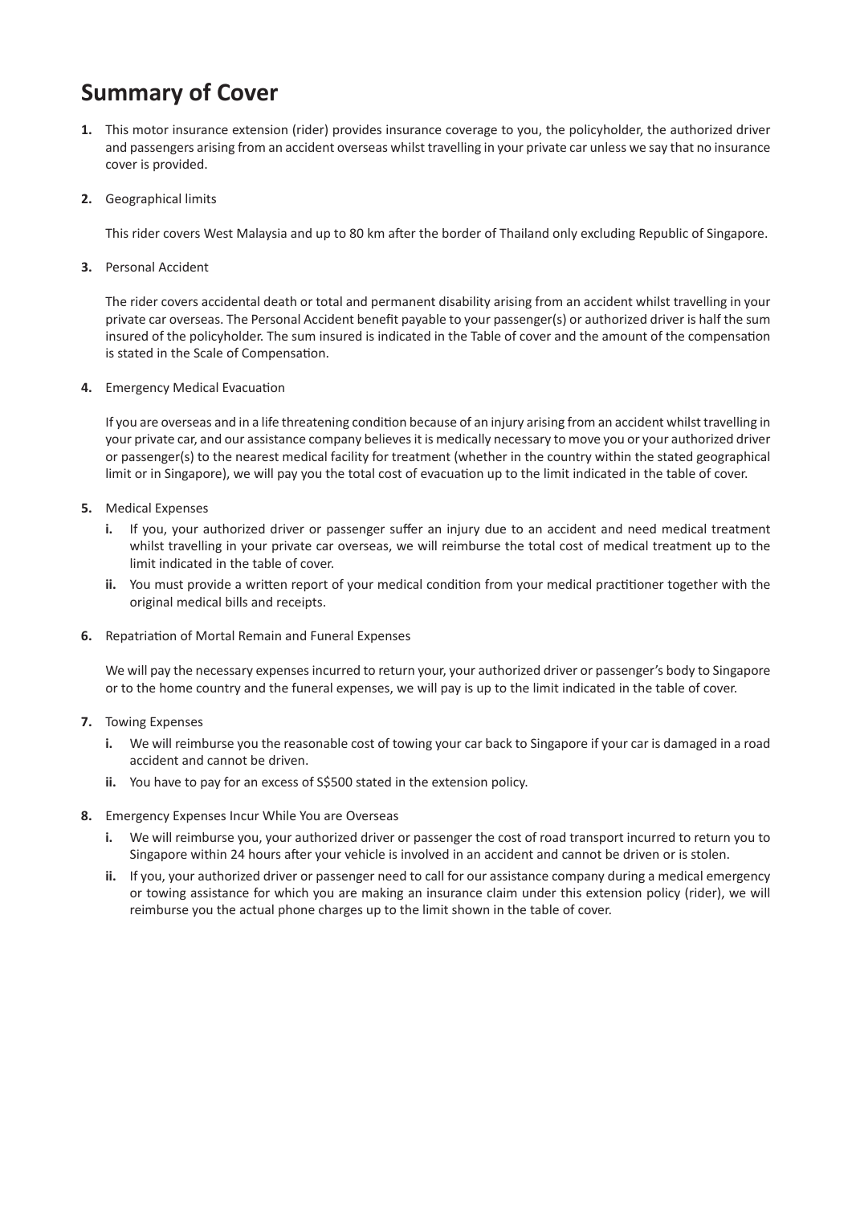# Summary of Cover

1. This motor insurance extension (rider) provides insurance coverage to you, the policyholder, the authorized driver and passengers arising from an accident overseas whilst travelling in your private car unless we say that no insurance cover is provided.

2. Geographical limits

   This rider covers West Malaysia and up to 80 km after the border of Thailand only excluding Republic of Singapore.

3. Personal Accident

   The rider covers accidental death or total and permanent disability arising from an accident whilst travelling in your private car overseas. The Personal Accident benefit payable to your passenger(s) or authorized driver is half the sum insured of the policyholder. The sum insured is indicated in the Table of cover and the amount of the compensation is stated in the Scale of Compensation.

4. Emergency Medical Evacuation

   If you are overseas and in a life threatening condition because of an injury arising from an accident whilst travelling in your private car, and our assistance company believes it is medically necessary to move you or your authorized driver or passenger(s) to the nearest medical facility for treatment (whether in the country within the stated geographical limit or in Singapore), we will pay you the total cost of evacuation up to the limit indicated in the table of cover.

5. Medical Expenses

   **i.** If you, your authorized driver or passenger suffer an injury due to an accident and need medical treatment whilst travelling in your private car overseas, we will reimburse the total cost of medical treatment up to the limit indicated in the table of cover.

   **ii.** You must provide a written report of your medical condition from your medical practitioner together with the original medical bills and receipts.

6. Repatriation of Mortal Remain and Funeral Expenses

   We will pay the necessary expenses incurred to return your, your authorized driver or passenger's body to Singapore or to the home country and the funeral expenses, we will pay is up to the limit indicated in the table of cover.

7. Towing Expenses

   **i.** We will reimburse you the reasonable cost of towing your car back to Singapore if your car is damaged in a road accident and cannot be driven.

   **ii.** You have to pay for an excess of S$500 stated in the extension policy.

8. Emergency Expenses Incur While You are Overseas

   **i.** We will reimburse you, your authorized driver or passenger the cost of road transport incurred to return you to Singapore within 24 hours after your vehicle is involved in an accident and cannot be driven or is stolen.

   **ii.** If you, your authorized driver or passenger need to call for our assistance company during a medical emergency or towing assistance for which you are making an insurance claim under this extension policy (rider), we will reimburse you the actual phone charges up to the limit shown in the table of cover.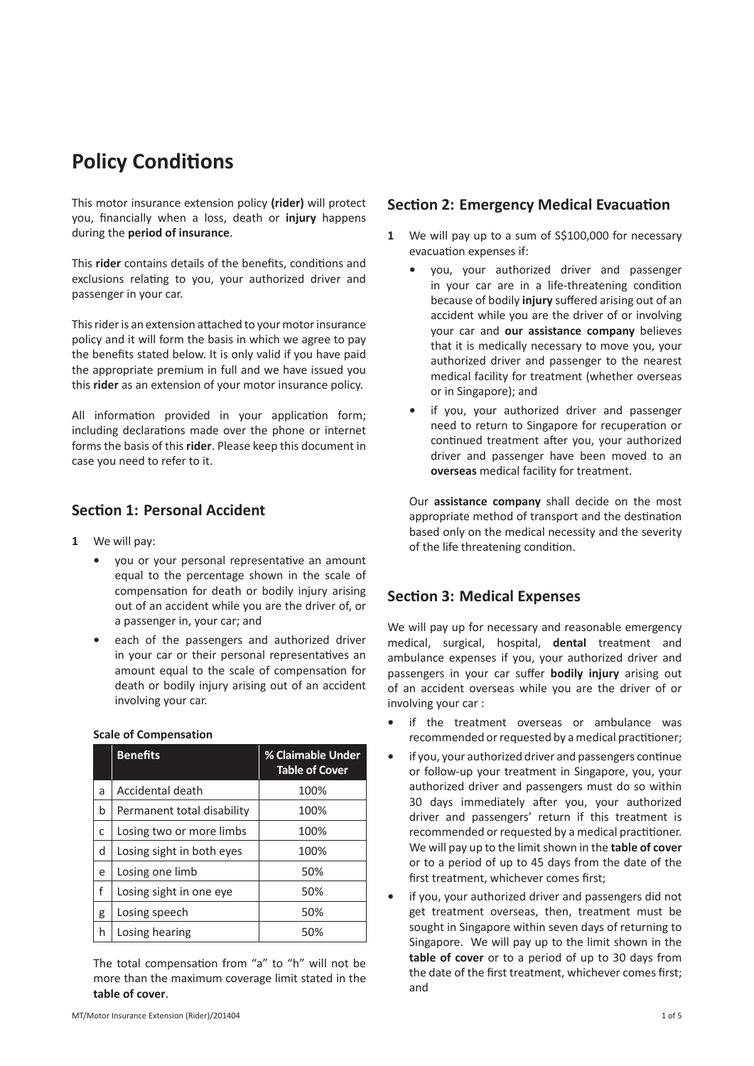# Policy Conditions

This motor insurance extension policy **(rider)** will protect you, financially when a loss, death or **injury** happens during the **period of insurance**.

This **rider** contains details of the benefits, conditions and exclusions relating to you, your authorized driver and passenger in your car.

This rider is an extension attached to your motor insurance policy and it will form the basis in which we agree to pay the benefits stated below. It is only valid if you have paid the appropriate premium in full and we have issued you this **rider** as an extension of your motor insurance policy.

All information provided in your application form; including declarations made over the phone or internet forms the basis of this **rider**. Please keep this document in case you need to refer to it.

## Section 1: Personal Accident

**1** We will pay:

- you or your personal representative an amount equal to the percentage shown in the scale of compensation for death or bodily injury arising out of an accident while you are the driver of, or a passenger in, your car; and
- each of the passengers and authorized driver in your car or their personal representatives an amount equal to the scale of compensation for death or bodily injury arising out of an accident involving your car.

**Scale of Compensation**

| | Benefits | % Claimable Under Table of Cover |
|---|---|---|
| a | Accidental death | 100% |
| b | Permanent total disability | 100% |
| c | Losing two or more limbs | 100% |
| d | Losing sight in both eyes | 100% |
| e | Losing one limb | 50% |
| f | Losing sight in one eye | 50% |
| g | Losing speech | 50% |
| h | Losing hearing | 50% |

The total compensation from "a" to "h" will not be more than the maximum coverage limit stated in the **table of cover**.

## Section 2: Emergency Medical Evacuation

**1** We will pay up to a sum of S$100,000 for necessary evacuation expenses if:

- you, your authorized driver and passenger in your car are in a life-threatening condition because of bodily **injury** suffered arising out of an accident while you are the driver of or involving your car and **our assistance company** believes that it is medically necessary to move you, your authorized driver and passenger to the nearest medical facility for treatment (whether overseas or in Singapore); and
- if you, your authorized driver and passenger need to return to Singapore for recuperation or continued treatment after you, your authorized driver and passenger have been moved to an **overseas** medical facility for treatment.

Our **assistance company** shall decide on the most appropriate method of transport and the destination based only on the medical necessity and the severity of the life threatening condition.

## Section 3: Medical Expenses

We will pay up for necessary and reasonable emergency medical, surgical, hospital, **dental** treatment and ambulance expenses if you, your authorized driver and passengers in your car suffer **bodily injury** arising out of an accident overseas while you are the driver of or involving your car :

- if the treatment overseas or ambulance was recommended or requested by a medical practitioner;
- if you, your authorized driver and passengers continue or follow-up your treatment in Singapore, you, your authorized driver and passengers must do so within 30 days immediately after you, your authorized driver and passengers' return if this treatment is recommended or requested by a medical practitioner. We will pay up to the limit shown in the **table of cover** or to a period of up to 45 days from the date of the first treatment, whichever comes first;
- if you, your authorized driver and passengers did not get treatment overseas, then, treatment must be sought in Singapore within seven days of returning to Singapore. We will pay up to the limit shown in the **table of cover** or to a period of up to 30 days from the date of the first treatment, whichever comes first; and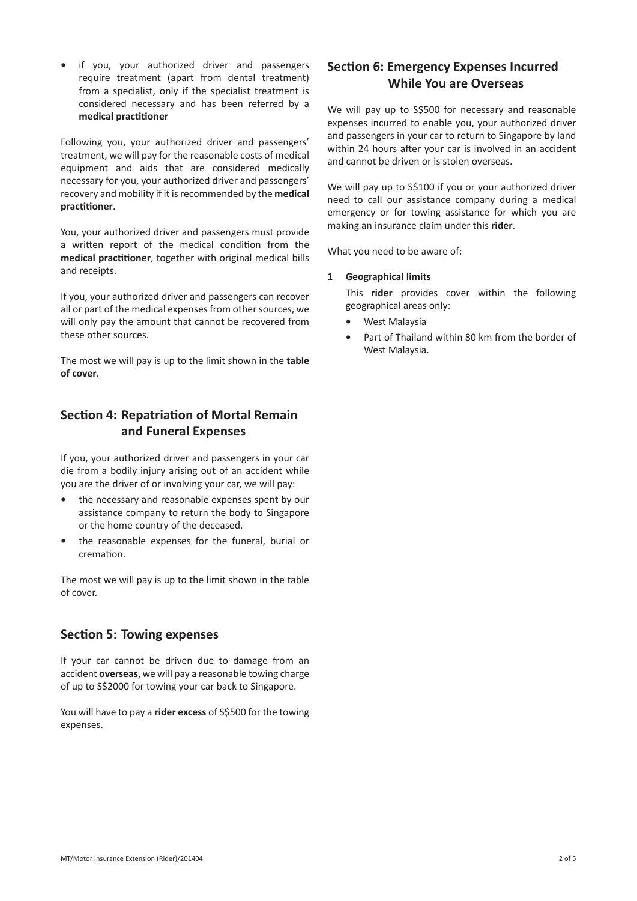- if you, your authorized driver and passengers require treatment (apart from dental treatment) from a specialist, only if the specialist treatment is considered necessary and has been referred by a **medical practitioner**

Following you, your authorized driver and passengers' treatment, we will pay for the reasonable costs of medical equipment and aids that are considered medically necessary for you, your authorized driver and passengers' recovery and mobility if it is recommended by the **medical practitioner**.

You, your authorized driver and passengers must provide a written report of the medical condition from the **medical practitioner**, together with original medical bills and receipts.

If you, your authorized driver and passengers can recover all or part of the medical expenses from other sources, we will only pay the amount that cannot be recovered from these other sources.

The most we will pay is up to the limit shown in the **table of cover**.

## Section 4: Repatriation of Mortal Remain and Funeral Expenses

If you, your authorized driver and passengers in your car die from a bodily injury arising out of an accident while you are the driver of or involving your car, we will pay:

- the necessary and reasonable expenses spent by our assistance company to return the body to Singapore or the home country of the deceased.
- the reasonable expenses for the funeral, burial or cremation.

The most we will pay is up to the limit shown in the table of cover.

## Section 5: Towing expenses

If your car cannot be driven due to damage from an accident **overseas**, we will pay a reasonable towing charge of up to S$2000 for towing your car back to Singapore.

You will have to pay a **rider excess** of S$500 for the towing expenses.

## Section 6: Emergency Expenses Incurred While You are Overseas

We will pay up to S$500 for necessary and reasonable expenses incurred to enable you, your authorized driver and passengers in your car to return to Singapore by land within 24 hours after your car is involved in an accident and cannot be driven or is stolen overseas.

We will pay up to S$100 if you or your authorized driver need to call our assistance company during a medical emergency or for towing assistance for which you are making an insurance claim under this **rider**.

What you need to be aware of:

**1 Geographical limits**

This **rider** provides cover within the following geographical areas only:

- West Malaysia
- Part of Thailand within 80 km from the border of West Malaysia.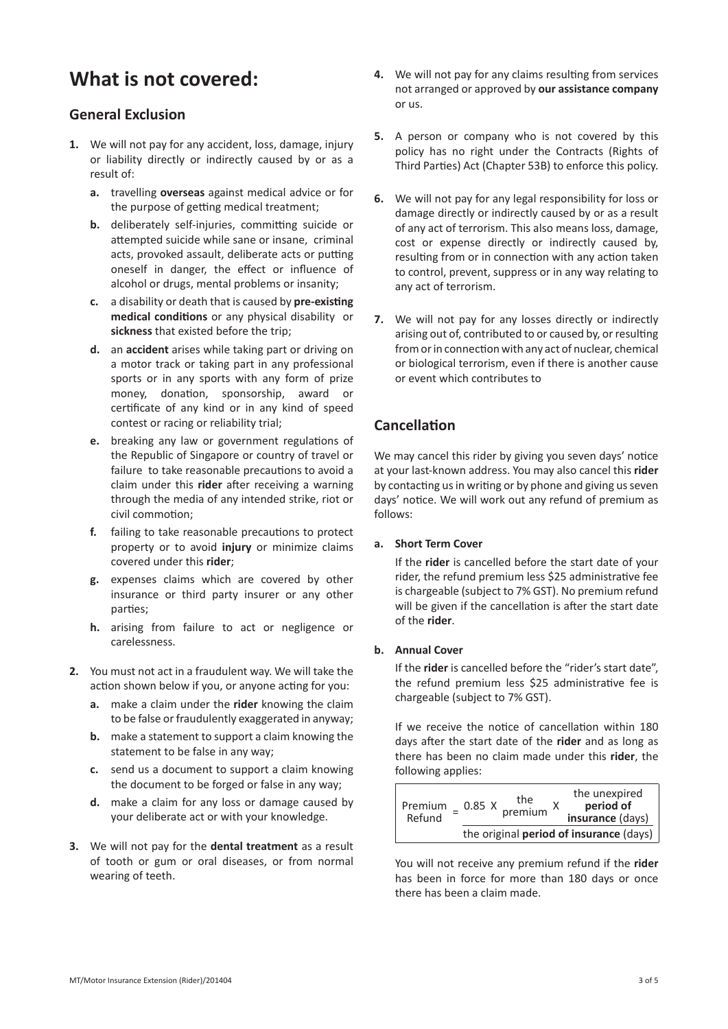# What is not covered:

## General Exclusion

1. We will not pay for any accident, loss, damage, injury or liability directly or indirectly caused by or as a result of:
   a. travelling **overseas** against medical advice or for the purpose of getting medical treatment;
   b. deliberately self-injuries, committing suicide or attempted suicide while sane or insane, criminal acts, provoked assault, deliberate acts or putting oneself in danger, the effect or influence of alcohol or drugs, mental problems or insanity;
   c. a disability or death that is caused by **pre-existing medical conditions** or any physical disability or **sickness** that existed before the trip;
   d. an **accident** arises while taking part or driving on a motor track or taking part in any professional sports or in any sports with any form of prize money, donation, sponsorship, award or certificate of any kind or in any kind of speed contest or racing or reliability trial;
   e. breaking any law or government regulations of the Republic of Singapore or country of travel or failure to take reasonable precautions to avoid a claim under this **rider** after receiving a warning through the media of any intended strike, riot or civil commotion;
   f. failing to take reasonable precautions to protect property or to avoid **injury** or minimize claims covered under this **rider**;
   g. expenses claims which are covered by other insurance or third party insurer or any other parties;
   h. arising from failure to act or negligence or carelessness.

2. You must not act in a fraudulent way. We will take the action shown below if you, or anyone acting for you:
   a. make a claim under the **rider** knowing the claim to be false or fraudulently exaggerated in anyway;
   b. make a statement to support a claim knowing the statement to be false in any way;
   c. send us a document to support a claim knowing the document to be forged or false in any way;
   d. make a claim for any loss or damage caused by your deliberate act or with your knowledge.

3. We will not pay for the **dental treatment** as a result of tooth or gum or oral diseases, or from normal wearing of teeth.

4. We will not pay for any claims resulting from services not arranged or approved by **our assistance company** or us.

5. A person or company who is not covered by this policy has no right under the Contracts (Rights of Third Parties) Act (Chapter 53B) to enforce this policy.

6. We will not pay for any legal responsibility for loss or damage directly or indirectly caused by or as a result of any act of terrorism. This also means loss, damage, cost or expense directly or indirectly caused by, resulting from or in connection with any action taken to control, prevent, suppress or in any way relating to any act of terrorism.

7. We will not pay for any losses directly or indirectly arising out of, contributed to or caused by, or resulting from or in connection with any act of nuclear, chemical or biological terrorism, even if there is another cause or event which contributes to

## Cancellation

We may cancel this rider by giving you seven days' notice at your last-known address. You may also cancel this **rider** by contacting us in writing or by phone and giving us seven days' notice. We will work out any refund of premium as follows:

**a. Short Term Cover**

If the **rider** is cancelled before the start date of your rider, the refund premium less $25 administrative fee is chargeable (subject to 7% GST). No premium refund will be given if the cancellation is after the start date of the **rider**.

**b. Annual Cover**

If the **rider** is cancelled before the "rider's start date", the refund premium less $25 administrative fee is chargeable (subject to 7% GST).

If we receive the notice of cancellation within 180 days after the start date of the **rider** and as long as there has been no claim made under this **rider**, the following applies:

$$\text{Premium Refund} = \frac{0.85 \times \text{the premium} \times \text{the unexpired } \textbf{period of insurance} \text{ (days)}}{\text{the original } \textbf{period of insurance} \text{ (days)}}$$

You will not receive any premium refund if the **rider** has been in force for more than 180 days or once there has been a claim made.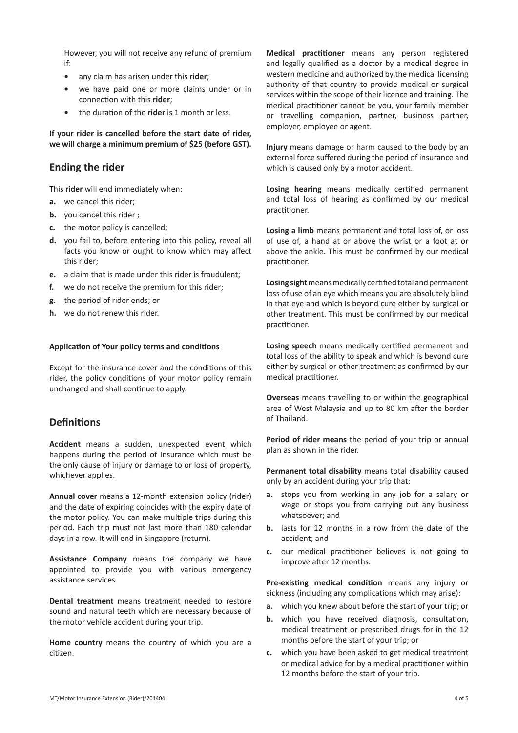However, you will not receive any refund of premium if:

- any claim has arisen under this **rider**;
- we have paid one or more claims under or in connection with this **rider**;
- the duration of the **rider** is 1 month or less.

**If your rider is cancelled before the start date of rider, we will charge a minimum premium of $25 (before GST).**

## Ending the rider

This **rider** will end immediately when:

**a.** we cancel this rider;

**b.** you cancel this rider ;

**c.** the motor policy is cancelled;

**d.** you fail to, before entering into this policy, reveal all facts you know or ought to know which may affect this rider;

**e.** a claim that is made under this rider is fraudulent;

**f.** we do not receive the premium for this rider;

**g.** the period of rider ends; or

**h.** we do not renew this rider.

#### Application of Your policy terms and conditions

Except for the insurance cover and the conditions of this rider, the policy conditions of your motor policy remain unchanged and shall continue to apply.

## Definitions

**Accident** means a sudden, unexpected event which happens during the period of insurance which must be the only cause of injury or damage to or loss of property, whichever applies.

**Annual cover** means a 12-month extension policy (rider) and the date of expiring coincides with the expiry date of the motor policy. You can make multiple trips during this period. Each trip must not last more than 180 calendar days in a row. It will end in Singapore (return).

**Assistance Company** means the company we have appointed to provide you with various emergency assistance services.

**Dental treatment** means treatment needed to restore sound and natural teeth which are necessary because of the motor vehicle accident during your trip.

**Home country** means the country of which you are a citizen.

**Medical practitioner** means any person registered and legally qualified as a doctor by a medical degree in western medicine and authorized by the medical licensing authority of that country to provide medical or surgical services within the scope of their licence and training. The medical practitioner cannot be you, your family member or travelling companion, partner, business partner, employer, employee or agent.

**Injury** means damage or harm caused to the body by an external force suffered during the period of insurance and which is caused only by a motor accident.

**Losing hearing** means medically certified permanent and total loss of hearing as confirmed by our medical practitioner.

**Losing a limb** means permanent and total loss of, or loss of use of, a hand at or above the wrist or a foot at or above the ankle. This must be confirmed by our medical practitioner.

**Losing sight** means medically certified total and permanent loss of use of an eye which means you are absolutely blind in that eye and which is beyond cure either by surgical or other treatment. This must be confirmed by our medical practitioner.

**Losing speech** means medically certified permanent and total loss of the ability to speak and which is beyond cure either by surgical or other treatment as confirmed by our medical practitioner.

**Overseas** means travelling to or within the geographical area of West Malaysia and up to 80 km after the border of Thailand.

**Period of rider means** the period of your trip or annual plan as shown in the rider.

**Permanent total disability** means total disability caused only by an accident during your trip that:

**a.** stops you from working in any job for a salary or wage or stops you from carrying out any business whatsoever; and

**b.** lasts for 12 months in a row from the date of the accident; and

**c.** our medical practitioner believes is not going to improve after 12 months.

**Pre-existing medical condition** means any injury or sickness (including any complications which may arise):

**a.** which you knew about before the start of your trip; or

**b.** which you have received diagnosis, consultation, medical treatment or prescribed drugs for in the 12 months before the start of your trip; or

**c.** which you have been asked to get medical treatment or medical advice for by a medical practitioner within 12 months before the start of your trip.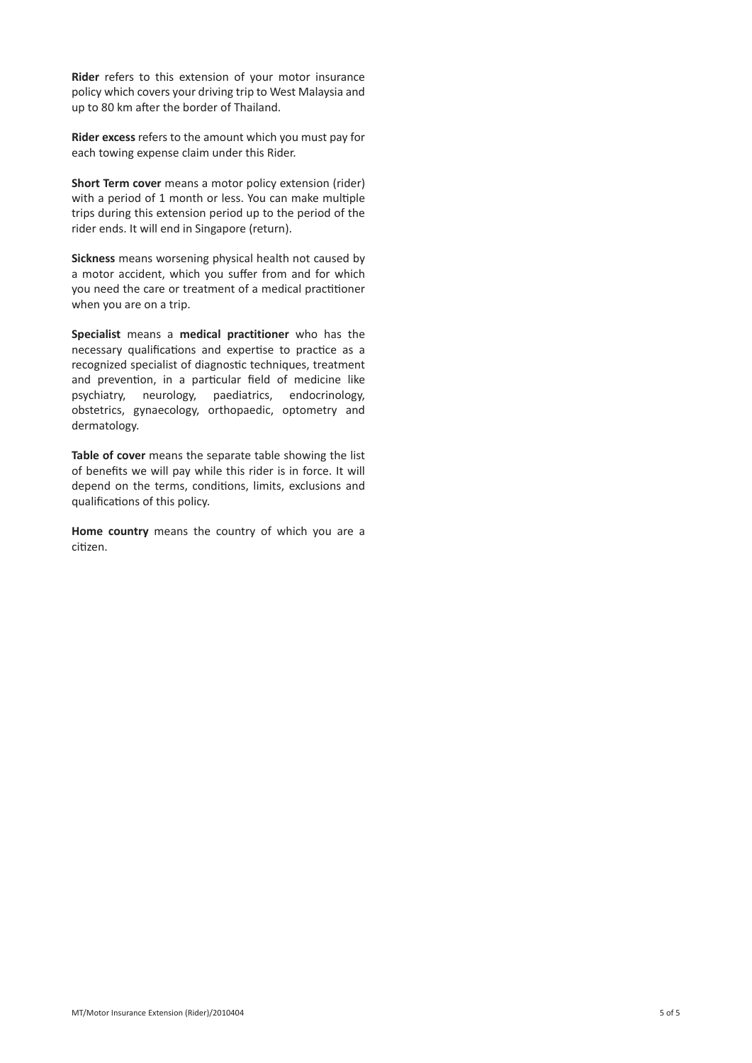**Rider** refers to this extension of your motor insurance policy which covers your driving trip to West Malaysia and up to 80 km after the border of Thailand.

**Rider excess** refers to the amount which you must pay for each towing expense claim under this Rider.

**Short Term cover** means a motor policy extension (rider) with a period of 1 month or less. You can make multiple trips during this extension period up to the period of the rider ends. It will end in Singapore (return).

**Sickness** means worsening physical health not caused by a motor accident, which you suffer from and for which you need the care or treatment of a medical practitioner when you are on a trip.

**Specialist** means a **medical practitioner** who has the necessary qualifications and expertise to practice as a recognized specialist of diagnostic techniques, treatment and prevention, in a particular field of medicine like psychiatry, neurology, paediatrics, endocrinology, obstetrics, gynaecology, orthopaedic, optometry and dermatology.

**Table of cover** means the separate table showing the list of benefits we will pay while this rider is in force. It will depend on the terms, conditions, limits, exclusions and qualifications of this policy.

**Home country** means the country of which you are a citizen.